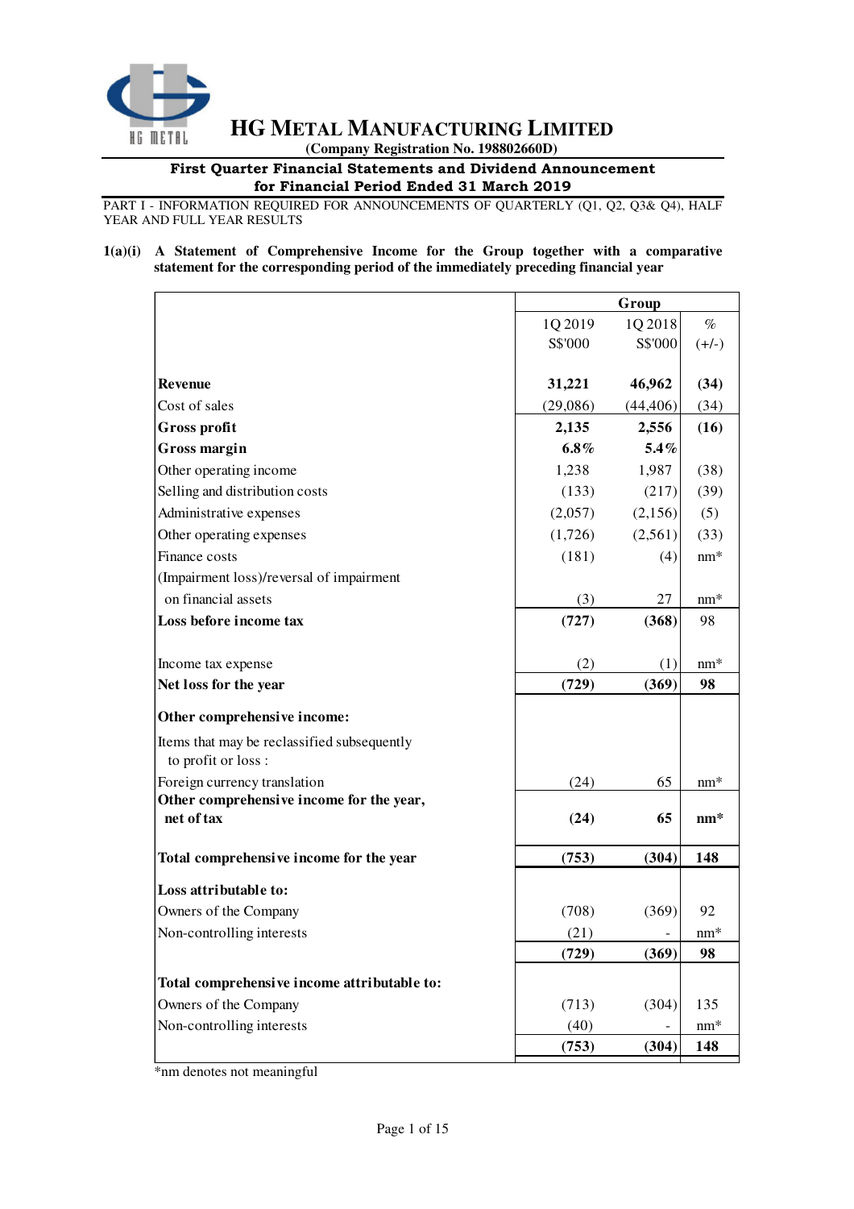# HG METAL MANUFACTURING LIMITED

(Company Registration No. 198802660D)

**First Quarter Financial Statements and Dividend Announcement for Financial Period Ended 31 March 2019**

PART I - INFORMATION REQUIRED FOR ANNOUNCEMENTS OF QUARTERLY (Q1, Q2, Q3& Q4), HALF YEAR AND FULL YEAR RESULTS

**1(a)(i) A Statement of Comprehensive Income for the Group together with a comparative statement for the corresponding period of the immediately preceding financial year**

| | Group | | |
|---|---|---|---|
| | 1Q 2019 S$'000 | 1Q 2018 S$'000 | % (+/-) |
| **Revenue** | **31,221** | **46,962** | **(34)** |
| Cost of sales | (29,086) | (44,406) | (34) |
| **Gross profit** | **2,135** | **2,556** | **(16)** |
| **Gross margin** | **6.8%** | **5.4%** | |
| Other operating income | 1,238 | 1,987 | (38) |
| Selling and distribution costs | (133) | (217) | (39) |
| Administrative expenses | (2,057) | (2,156) | (5) |
| Other operating expenses | (1,726) | (2,561) | (33) |
| Finance costs | (181) | (4) | nm* |
| (Impairment loss)/reversal of impairment on financial assets | (3) | 27 | nm* |
| **Loss before income tax** | **(727)** | **(368)** | 98 |
| Income tax expense | (2) | (1) | nm* |
| **Net loss for the year** | **(729)** | **(369)** | **98** |
| **Other comprehensive income:** | | | |
| Items that may be reclassified subsequently to profit or loss : | | | |
| Foreign currency translation | (24) | 65 | nm* |
| **Other comprehensive income for the year, net of tax** | **(24)** | **65** | **nm*** |
| **Total comprehensive income for the year** | **(753)** | **(304)** | **148** |
| **Loss attributable to:** | | | |
| Owners of the Company | (708) | (369) | 92 |
| Non-controlling interests | (21) | - | nm* |
| | **(729)** | **(369)** | **98** |
| **Total comprehensive income attributable to:** | | | |
| Owners of the Company | (713) | (304) | 135 |
| Non-controlling interests | (40) | - | nm* |
| | **(753)** | **(304)** | **148** |

*nm denotes not meaningful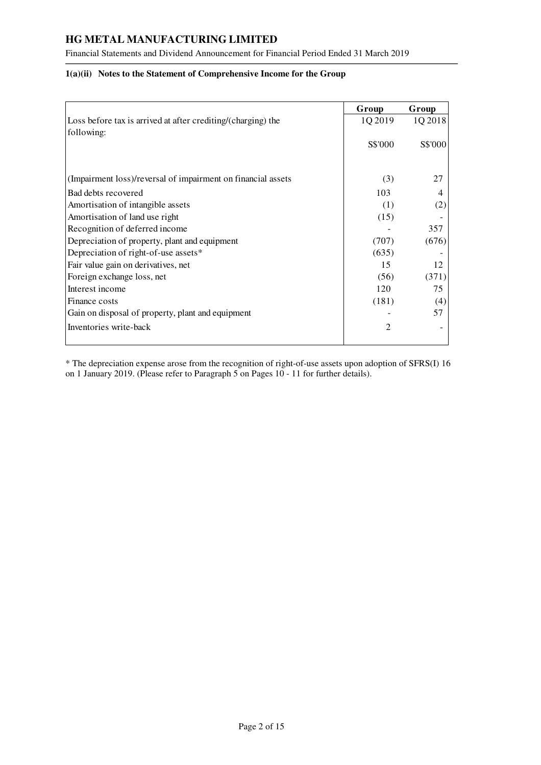### 1(a)(ii) Notes to the Statement of Comprehensive Income for the Group

| Loss before tax is arrived at after crediting/(charging) the following: | Group 1Q 2019 S$'000 | Group 1Q 2018 S$'000 |
|---|---|---|
| (Impairment loss)/reversal of impairment on financial assets | (3) | 27 |
| Bad debts recovered | 103 | 4 |
| Amortisation of intangible assets | (1) | (2) |
| Amortisation of land use right | (15) | - |
| Recognition of deferred income | - | 357 |
| Depreciation of property, plant and equipment | (707) | (676) |
| Depreciation of right-of-use assets* | (635) | - |
| Fair value gain on derivatives, net | 15 | 12 |
| Foreign exchange loss, net | (56) | (371) |
| Interest income | 120 | 75 |
| Finance costs | (181) | (4) |
| Gain on disposal of property, plant and equipment | - | 57 |
| Inventories write-back | 2 | - |

* The depreciation expense arose from the recognition of right-of-use assets upon adoption of SFRS(I) 16 on 1 January 2019. (Please refer to Paragraph 5 on Pages 10 - 11 for further details).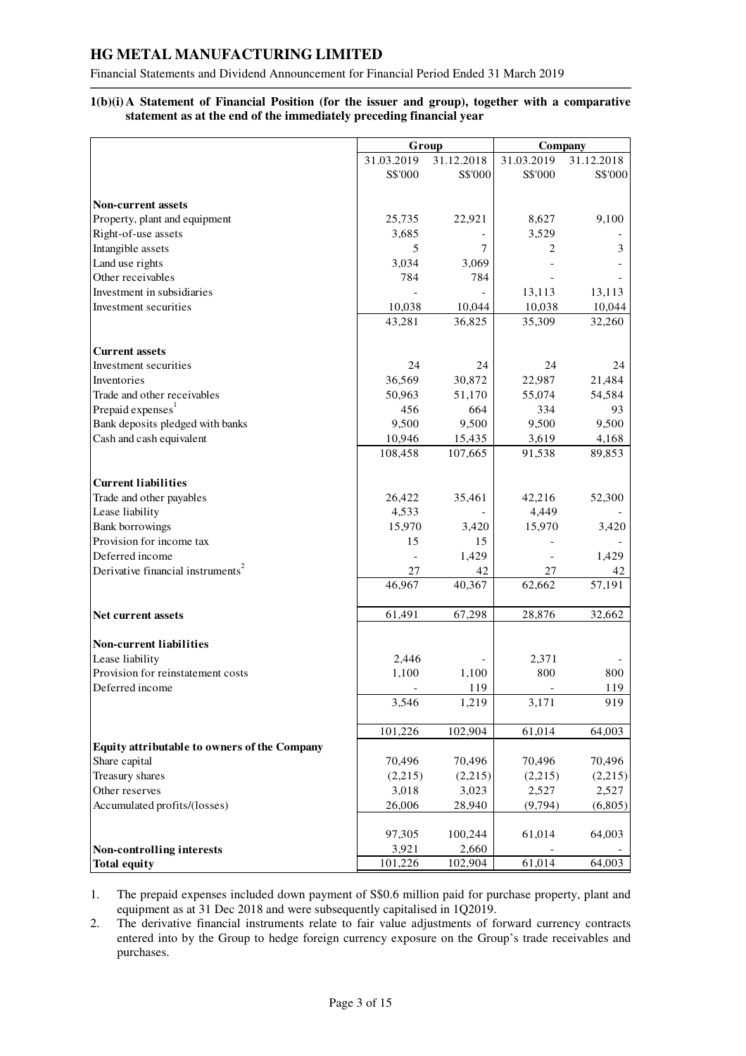# HG METAL MANUFACTURING LIMITED

Financial Statements and Dividend Announcement for Financial Period Ended 31 March 2019

**1(b)(i) A Statement of Financial Position (for the issuer and group), together with a comparative statement as at the end of the immediately preceding financial year**

| | Group | | Company | |
|---|---|---|---|---|
| | 31.03.2019 | 31.12.2018 | 31.03.2019 | 31.12.2018 |
| | S$'000 | S$'000 | S$'000 | S$'000 |
| **Non-current assets** | | | | |
| Property, plant and equipment | 25,735 | 22,921 | 8,627 | 9,100 |
| Right-of-use assets | 3,685 | - | 3,529 | - |
| Intangible assets | 5 | 7 | 2 | 3 |
| Land use rights | 3,034 | 3,069 | - | - |
| Other receivables | 784 | 784 | - | - |
| Investment in subsidiaries | - | - | 13,113 | 13,113 |
| Investment securities | 10,038 | 10,044 | 10,038 | 10,044 |
| | 43,281 | 36,825 | 35,309 | 32,260 |
| **Current assets** | | | | |
| Investment securities | 24 | 24 | 24 | 24 |
| Inventories | 36,569 | 30,872 | 22,987 | 21,484 |
| Trade and other receivables | 50,963 | 51,170 | 55,074 | 54,584 |
| Prepaid expenses[1] | 456 | 664 | 334 | 93 |
| Bank deposits pledged with banks | 9,500 | 9,500 | 9,500 | 9,500 |
| Cash and cash equivalent | 10,946 | 15,435 | 3,619 | 4,168 |
| | 108,458 | 107,665 | 91,538 | 89,853 |
| **Current liabilities** | | | | |
| Trade and other payables | 26,422 | 35,461 | 42,216 | 52,300 |
| Lease liability | 4,533 | - | 4,449 | - |
| Bank borrowings | 15,970 | 3,420 | 15,970 | 3,420 |
| Provision for income tax | 15 | 15 | - | - |
| Deferred income | - | 1,429 | - | 1,429 |
| Derivative financial instruments[2] | 27 | 42 | 27 | 42 |
| | 46,967 | 40,367 | 62,662 | 57,191 |
| **Net current assets** | 61,491 | 67,298 | 28,876 | 32,662 |
| **Non-current liabilities** | | | | |
| Lease liability | 2,446 | - | 2,371 | - |
| Provision for reinstatement costs | 1,100 | 1,100 | 800 | 800 |
| Deferred income | - | 119 | - | 119 |
| | 3,546 | 1,219 | 3,171 | 919 |
| | 101,226 | 102,904 | 61,014 | 64,003 |
| **Equity attributable to owners of the Company** | | | | |
| Share capital | 70,496 | 70,496 | 70,496 | 70,496 |
| Treasury shares | (2,215) | (2,215) | (2,215) | (2,215) |
| Other reserves | 3,018 | 3,023 | 2,527 | 2,527 |
| Accumulated profits/(losses) | 26,006 | 28,940 | (9,794) | (6,805) |
| | 97,305 | 100,244 | 61,014 | 64,003 |
| **Non-controlling interests** | 3,921 | 2,660 | - | - |
| **Total equity** | 101,226 | 102,904 | 61,014 | 64,003 |

1. The prepaid expenses included down payment of S$0.6 million paid for purchase property, plant and equipment as at 31 Dec 2018 and were subsequently capitalised in 1Q2019.
2. The derivative financial instruments relate to fair value adjustments of forward currency contracts entered into by the Group to hedge foreign currency exposure on the Group's trade receivables and purchases.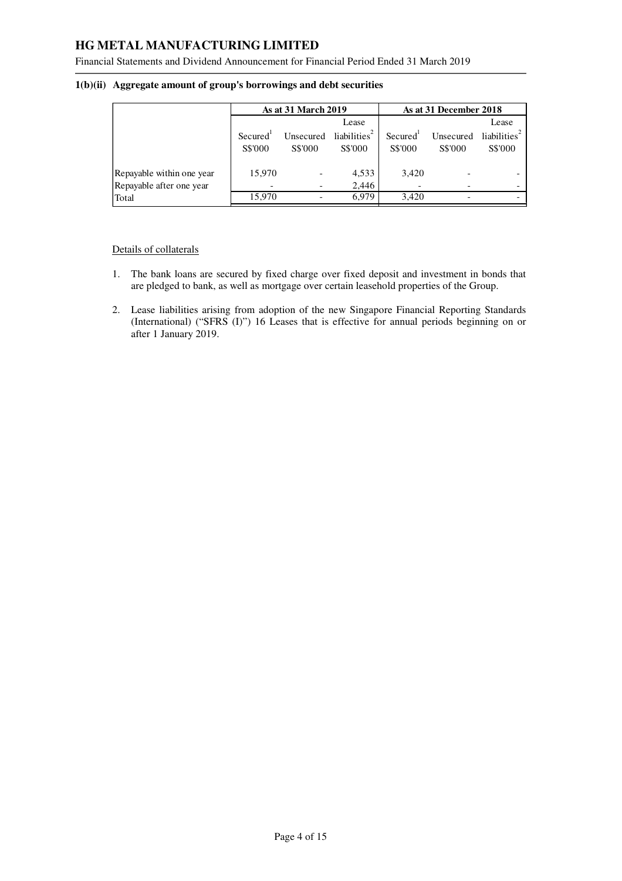### 1(b)(ii) Aggregate amount of group's borrowings and debt securities

| | As at 31 March 2019 | | | As at 31 December 2018 | | |
|---|---|---|---|---|---|---|
| | Secured[1] | Unsecured | Lease liabilities[2] | Secured[1] | Unsecured | Lease liabilities[2] |
| | S$'000 | S$'000 | S$'000 | S$'000 | S$'000 | S$'000 |
| Repayable within one year | 15,970 | - | 4,533 | 3,420 | - | - |
| Repayable after one year | - | - | 2,446 | - | - | - |
| Total | 15,970 | - | 6,979 | 3,420 | - | - |

Details of collaterals

1. The bank loans are secured by fixed charge over fixed deposit and investment in bonds that are pledged to bank, as well as mortgage over certain leasehold properties of the Group.

2. Lease liabilities arising from adoption of the new Singapore Financial Reporting Standards (International) ("SFRS (I)") 16 Leases that is effective for annual periods beginning on or after 1 January 2019.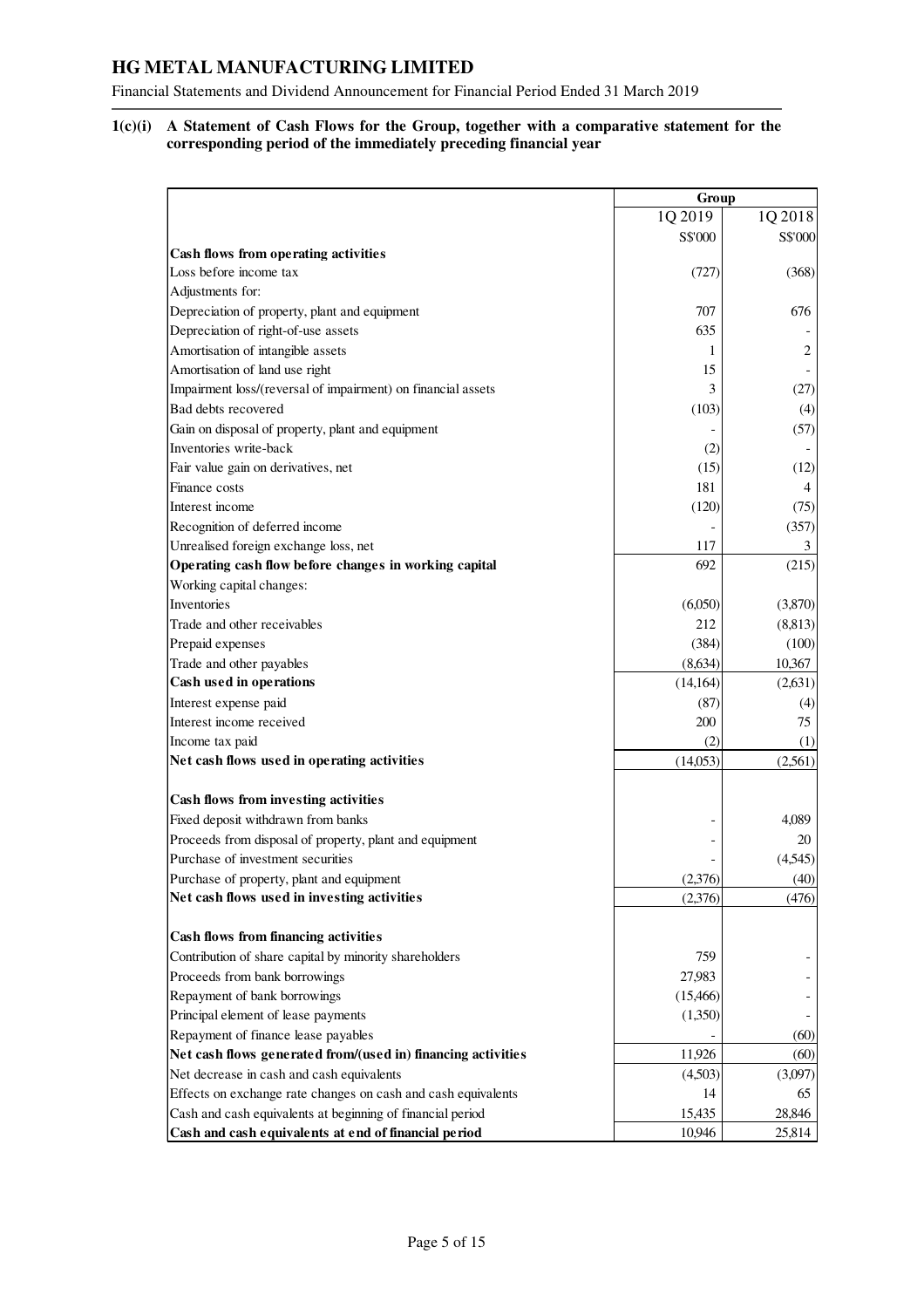## 1(c)(i) A Statement of Cash Flows for the Group, together with a comparative statement for the corresponding period of the immediately preceding financial year

| | Group | |
|---|---|---|
| | 1Q 2019 | 1Q 2018 |
| | S$'000 | S$'000 |
| **Cash flows from operating activities** | | |
| Loss before income tax | (727) | (368) |
| Adjustments for: | | |
| Depreciation of property, plant and equipment | 707 | 676 |
| Depreciation of right-of-use assets | 635 | - |
| Amortisation of intangible assets | 1 | 2 |
| Amortisation of land use right | 15 | - |
| Impairment loss/(reversal of impairment) on financial assets | 3 | (27) |
| Bad debts recovered | (103) | (4) |
| Gain on disposal of property, plant and equipment | - | (57) |
| Inventories write-back | (2) | - |
| Fair value gain on derivatives, net | (15) | (12) |
| Finance costs | 181 | 4 |
| Interest income | (120) | (75) |
| Recognition of deferred income | - | (357) |
| Unrealised foreign exchange loss, net | 117 | 3 |
| **Operating cash flow before changes in working capital** | 692 | (215) |
| Working capital changes: | | |
| Inventories | (6,050) | (3,870) |
| Trade and other receivables | 212 | (8,813) |
| Prepaid expenses | (384) | (100) |
| Trade and other payables | (8,634) | 10,367 |
| **Cash used in operations** | (14,164) | (2,631) |
| Interest expense paid | (87) | (4) |
| Interest income received | 200 | 75 |
| Income tax paid | (2) | (1) |
| **Net cash flows used in operating activities** | (14,053) | (2,561) |
| | | |
| **Cash flows from investing activities** | | |
| Fixed deposit withdrawn from banks | - | 4,089 |
| Proceeds from disposal of property, plant and equipment | - | 20 |
| Purchase of investment securities | - | (4,545) |
| Purchase of property, plant and equipment | (2,376) | (40) |
| **Net cash flows used in investing activities** | (2,376) | (476) |
| | | |
| **Cash flows from financing activities** | | |
| Contribution of share capital by minority shareholders | 759 | - |
| Proceeds from bank borrowings | 27,983 | - |
| Repayment of bank borrowings | (15,466) | - |
| Principal element of lease payments | (1,350) | - |
| Repayment of finance lease payables | - | (60) |
| **Net cash flows generated from/(used in) financing activities** | 11,926 | (60) |
| Net decrease in cash and cash equivalents | (4,503) | (3,097) |
| Effects on exchange rate changes on cash and cash equivalents | 14 | 65 |
| Cash and cash equivalents at beginning of financial period | 15,435 | 28,846 |
| **Cash and cash equivalents at end of financial period** | 10,946 | 25,814 |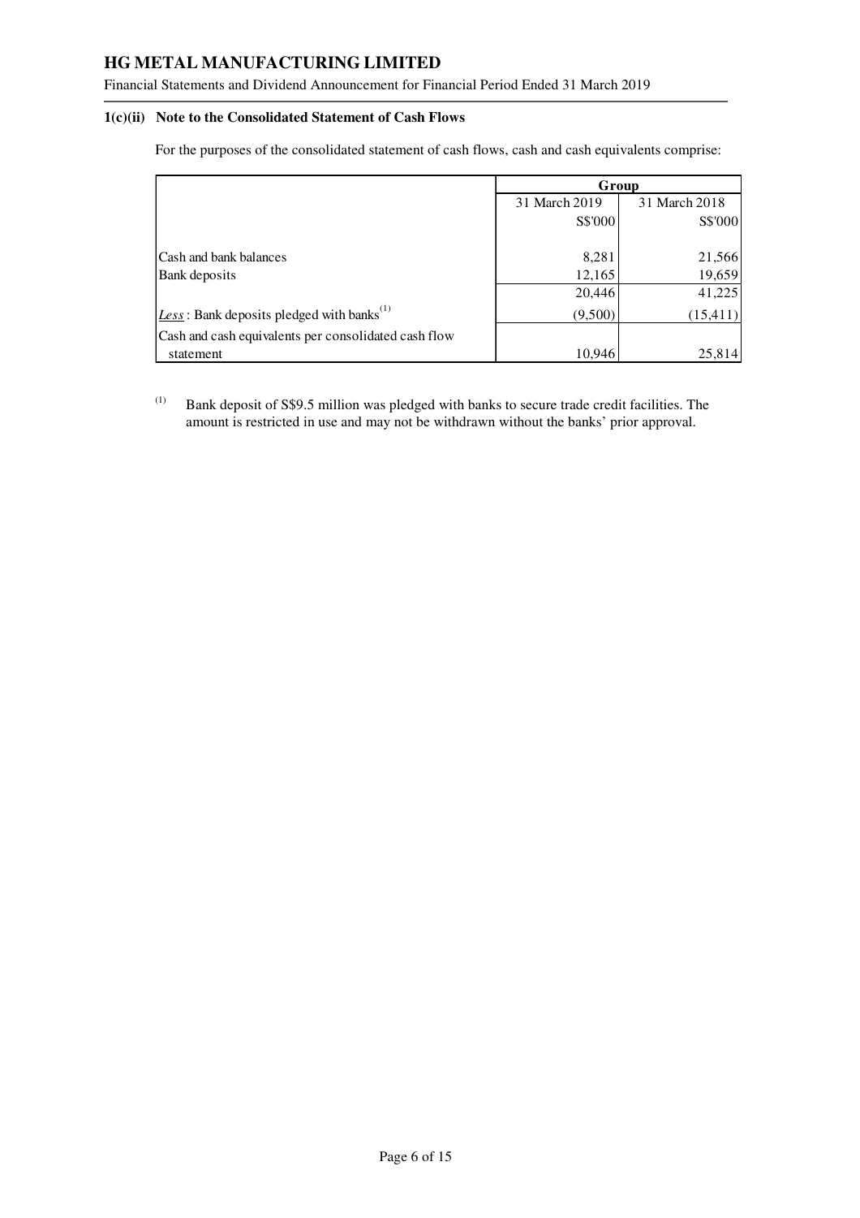### 1(c)(ii) Note to the Consolidated Statement of Cash Flows

For the purposes of the consolidated statement of cash flows, cash and cash equivalents comprise:

| | Group | |
|---|---|---|
| | 31 March 2019 | 31 March 2018 |
| | S$'000 | S$'000 |
| Cash and bank balances | 8,281 | 21,566 |
| Bank deposits | 12,165 | 19,659 |
| | 20,446 | 41,225 |
| *Less*: Bank deposits pledged with banks[(1)] | (9,500) | (15,411) |
| Cash and cash equivalents per consolidated cash flow statement | 10,946 | 25,814 |

[(1)] Bank deposit of S$9.5 million was pledged with banks to secure trade credit facilities. The amount is restricted in use and may not be withdrawn without the banks' prior approval.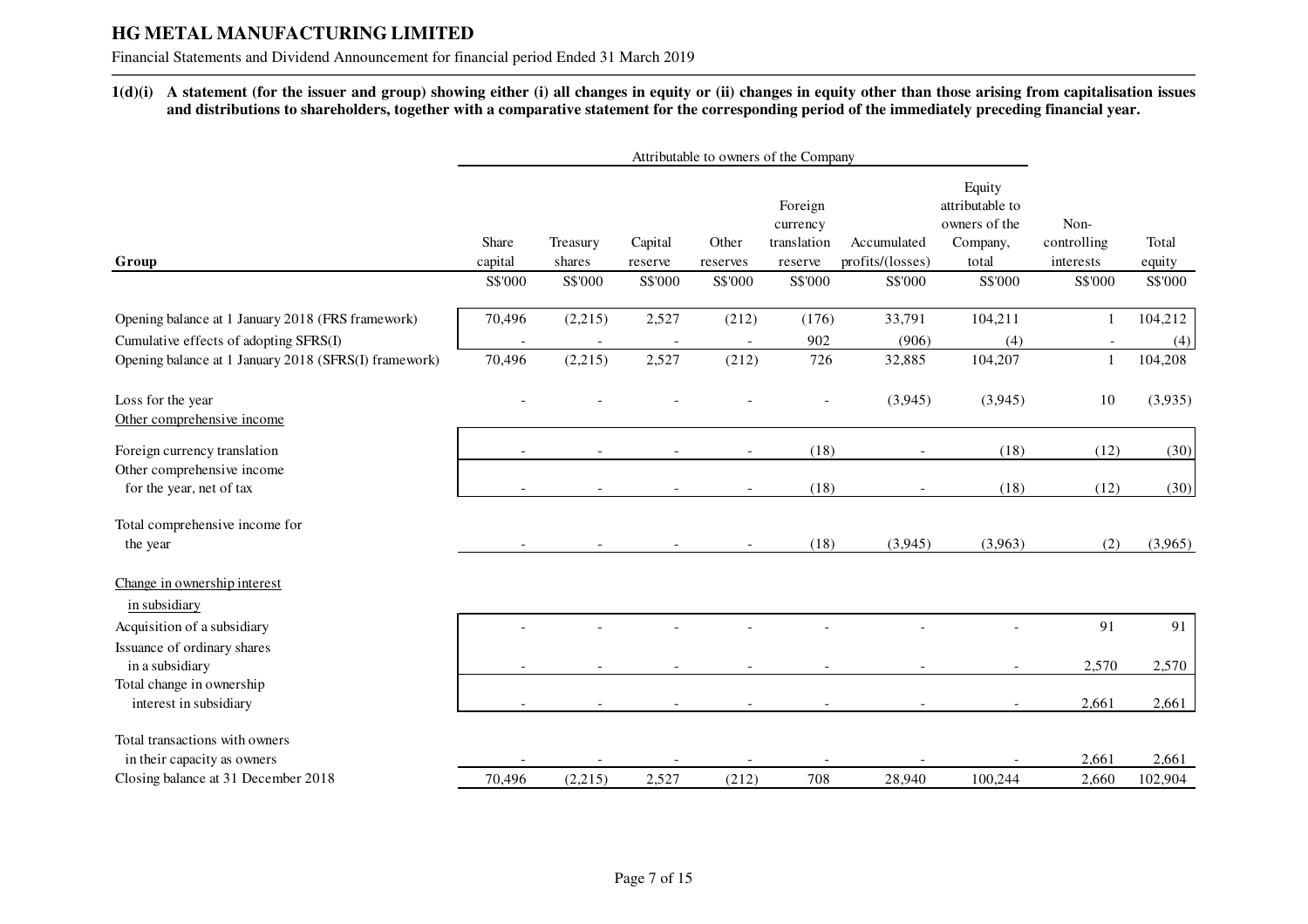**HG METAL MANUFACTURING LIMITED**

Financial Statements and Dividend Announcement for financial period Ended 31 March 2019

**1(d)(i) A statement (for the issuer and group) showing either (i) all changes in equity or (ii) changes in equity other than those arising from capitalisation issues and distributions to shareholders, together with a comparative statement for the corresponding period of the immediately preceding financial year.**

| | Attributable to owners of the Company | | | | | | | | |
|---|---|---|---|---|---|---|---|---|---|
| **Group** | Share capital | Treasury shares | Capital reserve | Other reserves | Foreign currency translation reserve | Accumulated profits/(losses) | Equity attributable to owners of the Company, total | Non-controlling interests | Total equity |
| | S$'000 | S$'000 | S$'000 | S$'000 | S$'000 | S$'000 | S$'000 | S$'000 | S$'000 |
| Opening balance at 1 January 2018 (FRS framework) | 70,496 | (2,215) | 2,527 | (212) | (176) | 33,791 | 104,211 | 1 | 104,212 |
| Cumulative effects of adopting SFRS(I) | - | - | - | - | 902 | (906) | (4) | - | (4) |
| Opening balance at 1 January 2018 (SFRS(I) framework) | 70,496 | (2,215) | 2,527 | (212) | 726 | 32,885 | 104,207 | 1 | 104,208 |
| Loss for the year | - | - | - | - | - | (3,945) | (3,945) | 10 | (3,935) |
| Other comprehensive income | | | | | | | | | |
| Foreign currency translation | - | - | - | - | (18) | - | (18) | (12) | (30) |
| Other comprehensive income for the year, net of tax | - | - | - | - | (18) | - | (18) | (12) | (30) |
| Total comprehensive income for the year | - | - | - | - | (18) | (3,945) | (3,963) | (2) | (3,965) |
| Change in ownership interest in subsidiary | | | | | | | | | |
| Acquisition of a subsidiary | - | - | - | - | - | - | - | 91 | 91 |
| Issuance of ordinary shares in a subsidiary | - | - | - | - | - | - | - | 2,570 | 2,570 |
| Total change in ownership interest in subsidiary | - | - | - | - | - | - | - | 2,661 | 2,661 |
| Total transactions with owners in their capacity as owners | - | - | - | - | - | - | - | 2,661 | 2,661 |
| Closing balance at 31 December 2018 | 70,496 | (2,215) | 2,527 | (212) | 708 | 28,940 | 100,244 | 2,660 | 102,904 |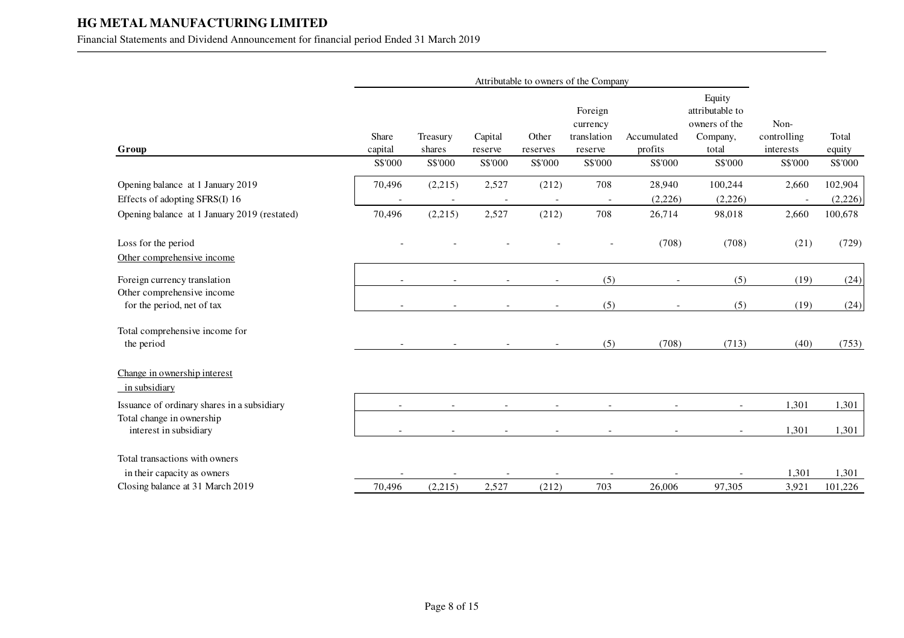| Group | Share capital | Treasury shares | Capital reserve | Other reserves | Foreign currency translation reserve | Accumulated profits | Equity attributable to owners of the Company, total | Non-controlling interests | Total equity |
|---|---|---|---|---|---|---|---|---|---|
| | Attributable to owners of the Company | | | | | | | | |
| | S$'000 | S$'000 | S$'000 | S$'000 | S$'000 | S$'000 | S$'000 | S$'000 | S$'000 |
| Opening balance at 1 January 2019 | 70,496 | (2,215) | 2,527 | (212) | 708 | 28,940 | 100,244 | 2,660 | 102,904 |
| Effects of adopting SFRS(I) 16 | - | - | - | - | - | (2,226) | (2,226) | - | (2,226) |
| Opening balance at 1 January 2019 (restated) | 70,496 | (2,215) | 2,527 | (212) | 708 | 26,714 | 98,018 | 2,660 | 100,678 |
| Loss for the period | - | - | - | - | - | (708) | (708) | (21) | (729) |
| Other comprehensive income | | | | | | | | | |
| Foreign currency translation | - | - | - | - | (5) | - | (5) | (19) | (24) |
| Other comprehensive income for the period, net of tax | - | - | - | - | (5) | - | (5) | (19) | (24) |
| Total comprehensive income for the period | - | - | - | - | (5) | (708) | (713) | (40) | (753) |
| Change in ownership interest in subsidiary | | | | | | | | | |
| Issuance of ordinary shares in a subsidiary | - | - | - | - | - | - | - | 1,301 | 1,301 |
| Total change in ownership interest in subsidiary | - | - | - | - | - | - | - | 1,301 | 1,301 |
| Total transactions with owners in their capacity as owners | - | - | - | - | - | - | - | 1,301 | 1,301 |
| Closing balance at 31 March 2019 | 70,496 | (2,215) | 2,527 | (212) | 703 | 26,006 | 97,305 | 3,921 | 101,226 |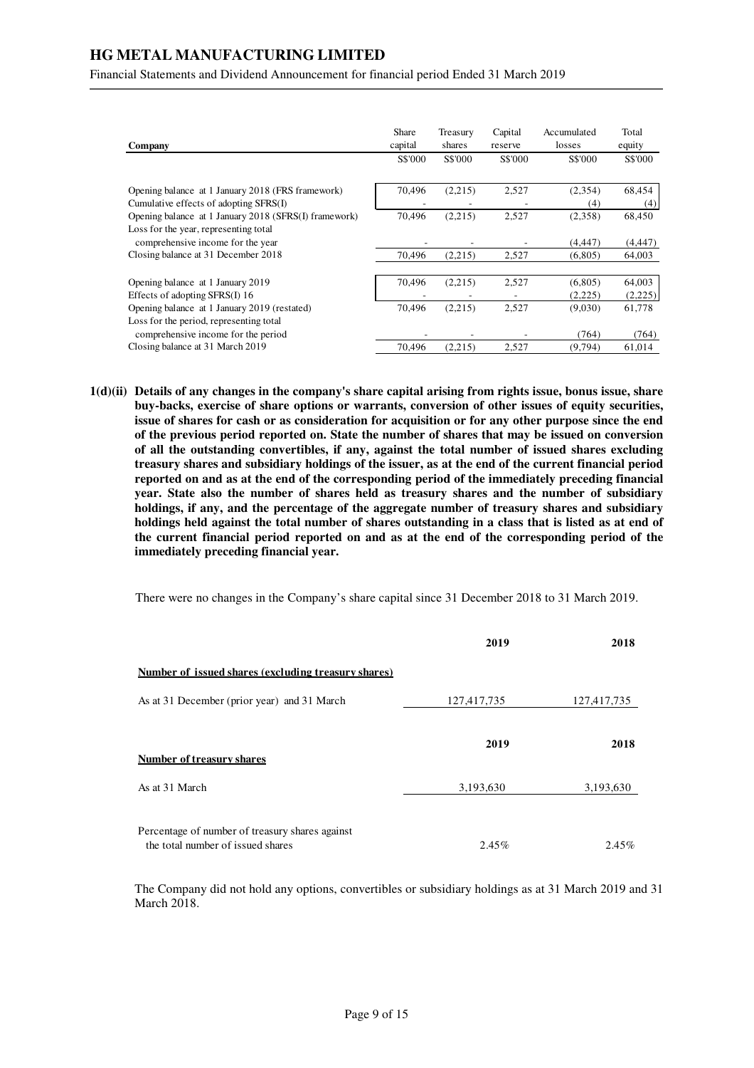| Company | Share capital | Treasury shares | Capital reserve | Accumulated losses | Total equity |
|---|---|---|---|---|---|
| | S$'000 | S$'000 | S$'000 | S$'000 | S$'000 |
| Opening balance at 1 January 2018 (FRS framework) | 70,496 | (2,215) | 2,527 | (2,354) | 68,454 |
| Cumulative effects of adopting SFRS(I) | - | - | - | (4) | (4) |
| Opening balance at 1 January 2018 (SFRS(I) framework) | 70,496 | (2,215) | 2,527 | (2,358) | 68,450 |
| Loss for the year, representing total comprehensive income for the year | - | - | - | (4,447) | (4,447) |
| Closing balance at 31 December 2018 | 70,496 | (2,215) | 2,527 | (6,805) | 64,003 |
| | | | | | |
| Opening balance at 1 January 2019 | 70,496 | (2,215) | 2,527 | (6,805) | 64,003 |
| Effects of adopting SFRS(I) 16 | - | - | - | (2,225) | (2,225) |
| Opening balance at 1 January 2019 (restated) | 70,496 | (2,215) | 2,527 | (9,030) | 61,778 |
| Loss for the period, representing total comprehensive income for the period | - | - | - | (764) | (764) |
| Closing balance at 31 March 2019 | 70,496 | (2,215) | 2,527 | (9,794) | 61,014 |

**1(d)(ii) Details of any changes in the company's share capital arising from rights issue, bonus issue, share buy-backs, exercise of share options or warrants, conversion of other issues of equity securities, issue of shares for cash or as consideration for acquisition or for any other purpose since the end of the previous period reported on. State the number of shares that may be issued on conversion of all the outstanding convertibles, if any, against the total number of issued shares excluding treasury shares and subsidiary holdings of the issuer, as at the end of the current financial period reported on and as at the end of the corresponding period of the immediately preceding financial year. State also the number of shares held as treasury shares and the number of subsidiary holdings, if any, and the percentage of the aggregate number of treasury shares and subsidiary holdings held against the total number of shares outstanding in a class that is listed as at end of the current financial period reported on and as at the end of the corresponding period of the immediately preceding financial year.**

There were no changes in the Company's share capital since 31 December 2018 to 31 March 2019.

| | 2019 | 2018 |
|---|---|---|
| **Number of issued shares (excluding treasury shares)** | | |
| As at 31 December (prior year) and 31 March | 127,417,735 | 127,417,735 |

| | 2019 | 2018 |
|---|---|---|
| **Number of treasury shares** | | |
| As at 31 March | 3,193,630 | 3,193,630 |
| | | |
| Percentage of number of treasury shares against the total number of issued shares | 2.45% | 2.45% |

The Company did not hold any options, convertibles or subsidiary holdings as at 31 March 2019 and 31 March 2018.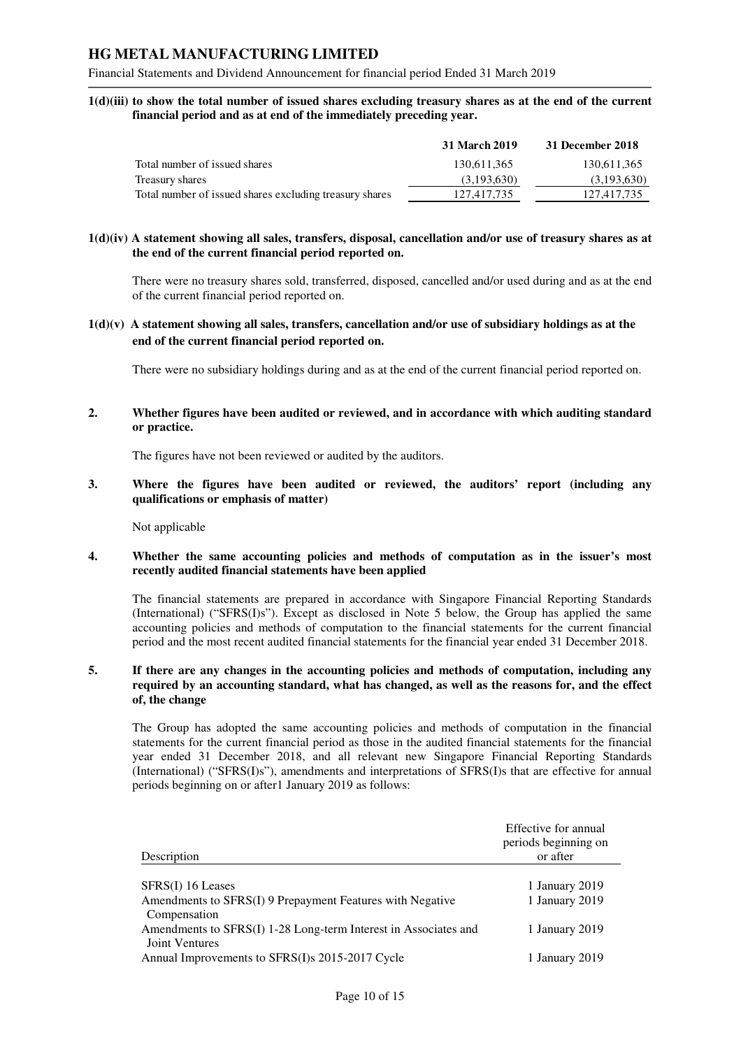**1(d)(iii) to show the total number of issued shares excluding treasury shares as at the end of the current financial period and as at end of the immediately preceding year.**

| | 31 March 2019 | 31 December 2018 |
|---|---|---|
| Total number of issued shares | 130,611,365 | 130,611,365 |
| Treasury shares | (3,193,630) | (3,193,630) |
| Total number of issued shares excluding treasury shares | 127,417,735 | 127,417,735 |

**1(d)(iv) A statement showing all sales, transfers, disposal, cancellation and/or use of treasury shares as at the end of the current financial period reported on.**

There were no treasury shares sold, transferred, disposed, cancelled and/or used during and as at the end of the current financial period reported on.

**1(d)(v) A statement showing all sales, transfers, cancellation and/or use of subsidiary holdings as at the end of the current financial period reported on.**

There were no subsidiary holdings during and as at the end of the current financial period reported on.

**2. Whether figures have been audited or reviewed, and in accordance with which auditing standard or practice.**

The figures have not been reviewed or audited by the auditors.

**3. Where the figures have been audited or reviewed, the auditors' report (including any qualifications or emphasis of matter)**

Not applicable

**4. Whether the same accounting policies and methods of computation as in the issuer's most recently audited financial statements have been applied**

The financial statements are prepared in accordance with Singapore Financial Reporting Standards (International) ("SFRS(I)s"). Except as disclosed in Note 5 below, the Group has applied the same accounting policies and methods of computation to the financial statements for the current financial period and the most recent audited financial statements for the financial year ended 31 December 2018.

**5. If there are any changes in the accounting policies and methods of computation, including any required by an accounting standard, what has changed, as well as the reasons for, and the effect of, the change**

The Group has adopted the same accounting policies and methods of computation in the financial statements for the current financial period as those in the audited financial statements for the financial year ended 31 December 2018, and all relevant new Singapore Financial Reporting Standards (International) ("SFRS(I)s"), amendments and interpretations of SFRS(I)s that are effective for annual periods beginning on or after1 January 2019 as follows:

| Description | Effective for annual periods beginning on or after |
|---|---|
| SFRS(I) 16 Leases | 1 January 2019 |
| Amendments to SFRS(I) 9 Prepayment Features with Negative Compensation | 1 January 2019 |
| Amendments to SFRS(I) 1-28 Long-term Interest in Associates and Joint Ventures | 1 January 2019 |
| Annual Improvements to SFRS(I)s 2015-2017 Cycle | 1 January 2019 |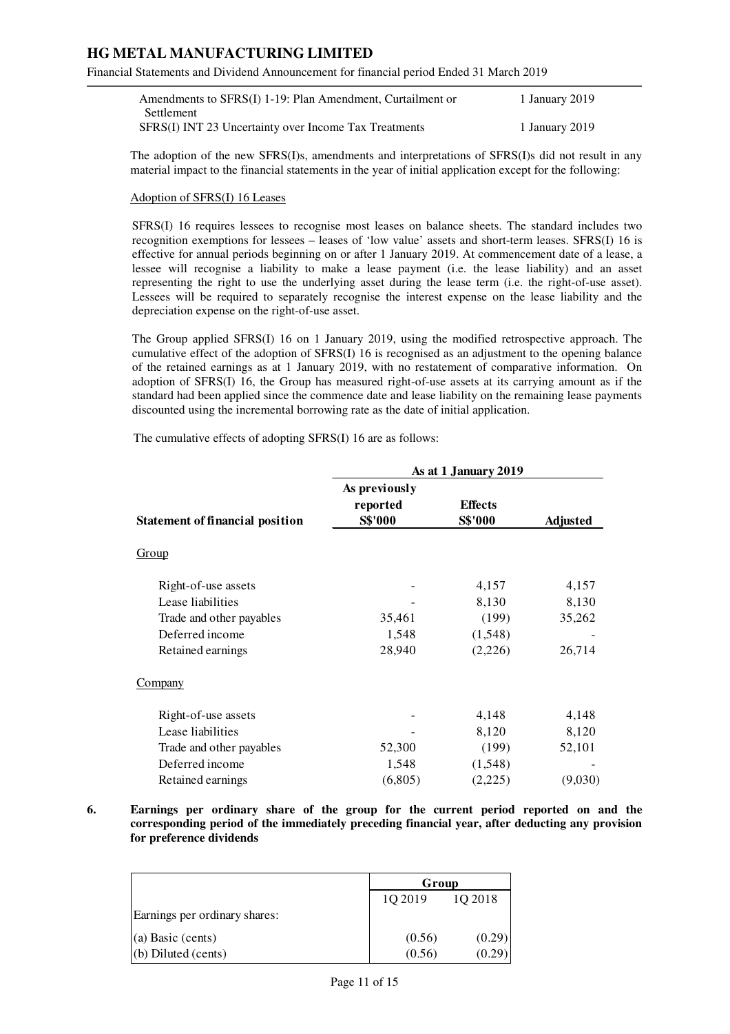| | |
|---|---|
| Amendments to SFRS(I) 1-19: Plan Amendment, Curtailment or Settlement | 1 January 2019 |
| SFRS(I) INT 23 Uncertainty over Income Tax Treatments | 1 January 2019 |

The adoption of the new SFRS(I)s, amendments and interpretations of SFRS(I)s did not result in any material impact to the financial statements in the year of initial application except for the following:

Adoption of SFRS(I) 16 Leases

SFRS(I) 16 requires lessees to recognise most leases on balance sheets. The standard includes two recognition exemptions for lessees – leases of 'low value' assets and short-term leases. SFRS(I) 16 is effective for annual periods beginning on or after 1 January 2019. At commencement date of a lease, a lessee will recognise a liability to make a lease payment (i.e. the lease liability) and an asset representing the right to use the underlying asset during the lease term (i.e. the right-of-use asset). Lessees will be required to separately recognise the interest expense on the lease liability and the depreciation expense on the right-of-use asset.

The Group applied SFRS(I) 16 on 1 January 2019, using the modified retrospective approach. The cumulative effect of the adoption of SFRS(I) 16 is recognised as an adjustment to the opening balance of the retained earnings as at 1 January 2019, with no restatement of comparative information. On adoption of SFRS(I) 16, the Group has measured right-of-use assets at its carrying amount as if the standard had been applied since the commence date and lease liability on the remaining lease payments discounted using the incremental borrowing rate as the date of initial application.

The cumulative effects of adopting SFRS(I) 16 are as follows:

| | As at 1 January 2019 | | |
|---|---|---|---|
| **Statement of financial position** | **As previously reported S$'000** | **Effects S$'000** | **Adjusted** |
| Group | | | |
| Right-of-use assets | - | 4,157 | 4,157 |
| Lease liabilities | - | 8,130 | 8,130 |
| Trade and other payables | 35,461 | (199) | 35,262 |
| Deferred income | 1,548 | (1,548) | - |
| Retained earnings | 28,940 | (2,226) | 26,714 |
| Company | | | |
| Right-of-use assets | - | 4,148 | 4,148 |
| Lease liabilities | - | 8,120 | 8,120 |
| Trade and other payables | 52,300 | (199) | 52,101 |
| Deferred income | 1,548 | (1,548) | - |
| Retained earnings | (6,805) | (2,225) | (9,030) |

**6. Earnings per ordinary share of the group for the current period reported on and the corresponding period of the immediately preceding financial year, after deducting any provision for preference dividends**

| | Group | |
|---|---|---|
| | 1Q 2019 | 1Q 2018 |
| Earnings per ordinary shares: | | |
| (a) Basic (cents) | (0.56) | (0.29) |
| (b) Diluted (cents) | (0.56) | (0.29) |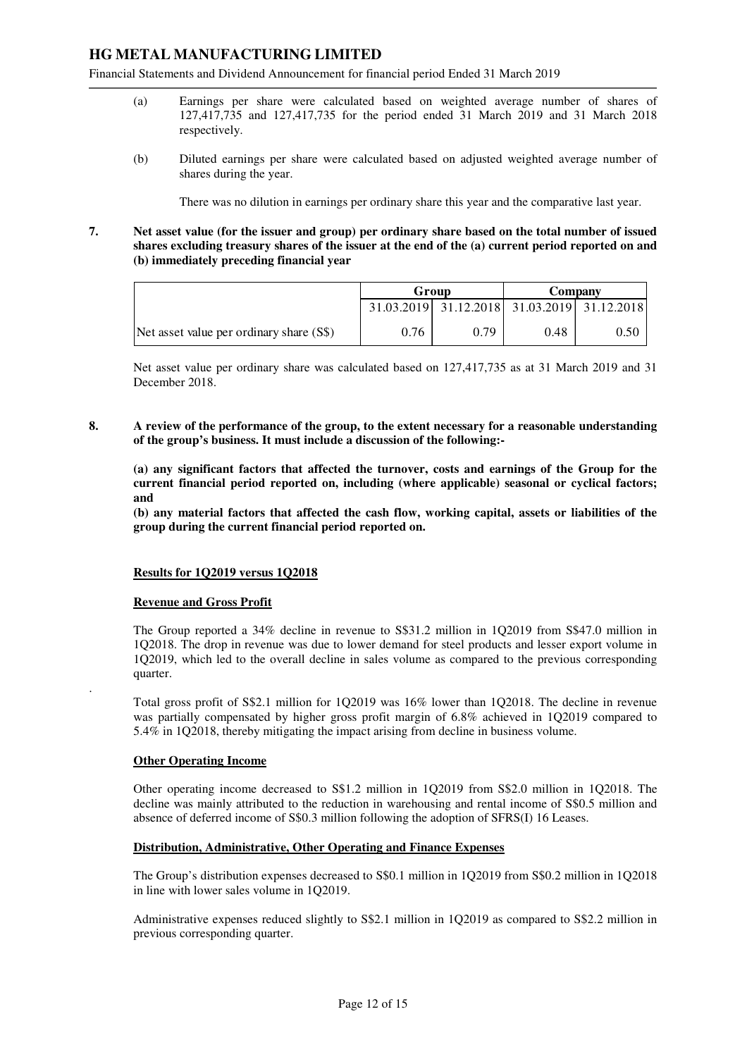(a) Earnings per share were calculated based on weighted average number of shares of 127,417,735 and 127,417,735 for the period ended 31 March 2019 and 31 March 2018 respectively.

(b) Diluted earnings per share were calculated based on adjusted weighted average number of shares during the year.

There was no dilution in earnings per ordinary share this year and the comparative last year.

**7. Net asset value (for the issuer and group) per ordinary share based on the total number of issued shares excluding treasury shares of the issuer at the end of the (a) current period reported on and (b) immediately preceding financial year**

| | Group | | Company | |
|---|---|---|---|---|
| | 31.03.2019 | 31.12.2018 | 31.03.2019 | 31.12.2018 |
| Net asset value per ordinary share (S$) | 0.76 | 0.79 | 0.48 | 0.50 |

Net asset value per ordinary share was calculated based on 127,417,735 as at 31 March 2019 and 31 December 2018.

**8. A review of the performance of the group, to the extent necessary for a reasonable understanding of the group's business. It must include a discussion of the following:-**

**(a) any significant factors that affected the turnover, costs and earnings of the Group for the current financial period reported on, including (where applicable) seasonal or cyclical factors; and**

**(b) any material factors that affected the cash flow, working capital, assets or liabilities of the group during the current financial period reported on.**

**Results for 1Q2019 versus 1Q2018**

**Revenue and Gross Profit**

The Group reported a 34% decline in revenue to S$31.2 million in 1Q2019 from S$47.0 million in 1Q2018. The drop in revenue was due to lower demand for steel products and lesser export volume in 1Q2019, which led to the overall decline in sales volume as compared to the previous corresponding quarter.

Total gross profit of S$2.1 million for 1Q2019 was 16% lower than 1Q2018. The decline in revenue was partially compensated by higher gross profit margin of 6.8% achieved in 1Q2019 compared to 5.4% in 1Q2018, thereby mitigating the impact arising from decline in business volume.

**Other Operating Income**

Other operating income decreased to S$1.2 million in 1Q2019 from S$2.0 million in 1Q2018. The decline was mainly attributed to the reduction in warehousing and rental income of S$0.5 million and absence of deferred income of S$0.3 million following the adoption of SFRS(I) 16 Leases.

**Distribution, Administrative, Other Operating and Finance Expenses**

The Group's distribution expenses decreased to S$0.1 million in 1Q2019 from S$0.2 million in 1Q2018 in line with lower sales volume in 1Q2019.

Administrative expenses reduced slightly to S$2.1 million in 1Q2019 as compared to S$2.2 million in previous corresponding quarter.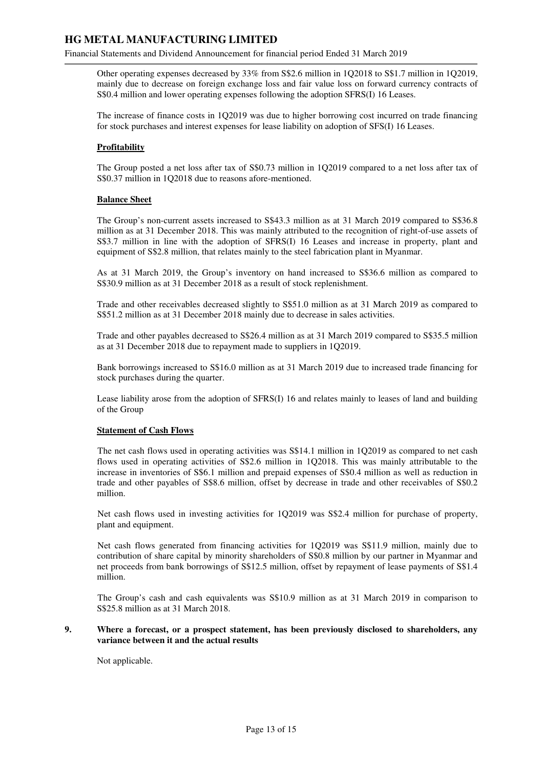Other operating expenses decreased by 33% from S$2.6 million in 1Q2018 to S$1.7 million in 1Q2019, mainly due to decrease on foreign exchange loss and fair value loss on forward currency contracts of S$0.4 million and lower operating expenses following the adoption SFRS(I) 16 Leases.

The increase of finance costs in 1Q2019 was due to higher borrowing cost incurred on trade financing for stock purchases and interest expenses for lease liability on adoption of SFS(I) 16 Leases.

**Profitability**

The Group posted a net loss after tax of S$0.73 million in 1Q2019 compared to a net loss after tax of S$0.37 million in 1Q2018 due to reasons afore-mentioned.

**Balance Sheet**

The Group's non-current assets increased to S$43.3 million as at 31 March 2019 compared to S$36.8 million as at 31 December 2018. This was mainly attributed to the recognition of right-of-use assets of S$3.7 million in line with the adoption of SFRS(I) 16 Leases and increase in property, plant and equipment of S$2.8 million, that relates mainly to the steel fabrication plant in Myanmar.

As at 31 March 2019, the Group's inventory on hand increased to S$36.6 million as compared to S$30.9 million as at 31 December 2018 as a result of stock replenishment.

Trade and other receivables decreased slightly to S$51.0 million as at 31 March 2019 as compared to S$51.2 million as at 31 December 2018 mainly due to decrease in sales activities.

Trade and other payables decreased to S$26.4 million as at 31 March 2019 compared to S$35.5 million as at 31 December 2018 due to repayment made to suppliers in 1Q2019.

Bank borrowings increased to S$16.0 million as at 31 March 2019 due to increased trade financing for stock purchases during the quarter.

Lease liability arose from the adoption of SFRS(I) 16 and relates mainly to leases of land and building of the Group

**Statement of Cash Flows**

The net cash flows used in operating activities was S$14.1 million in 1Q2019 as compared to net cash flows used in operating activities of S$2.6 million in 1Q2018. This was mainly attributable to the increase in inventories of S$6.1 million and prepaid expenses of S$0.4 million as well as reduction in trade and other payables of S$8.6 million, offset by decrease in trade and other receivables of S$0.2 million.

Net cash flows used in investing activities for 1Q2019 was S$2.4 million for purchase of property, plant and equipment.

Net cash flows generated from financing activities for 1Q2019 was S$11.9 million, mainly due to contribution of share capital by minority shareholders of S$0.8 million by our partner in Myanmar and net proceeds from bank borrowings of S$12.5 million, offset by repayment of lease payments of S$1.4 million.

The Group's cash and cash equivalents was S$10.9 million as at 31 March 2019 in comparison to S$25.8 million as at 31 March 2018.

**9. Where a forecast, or a prospect statement, has been previously disclosed to shareholders, any variance between it and the actual results**

Not applicable.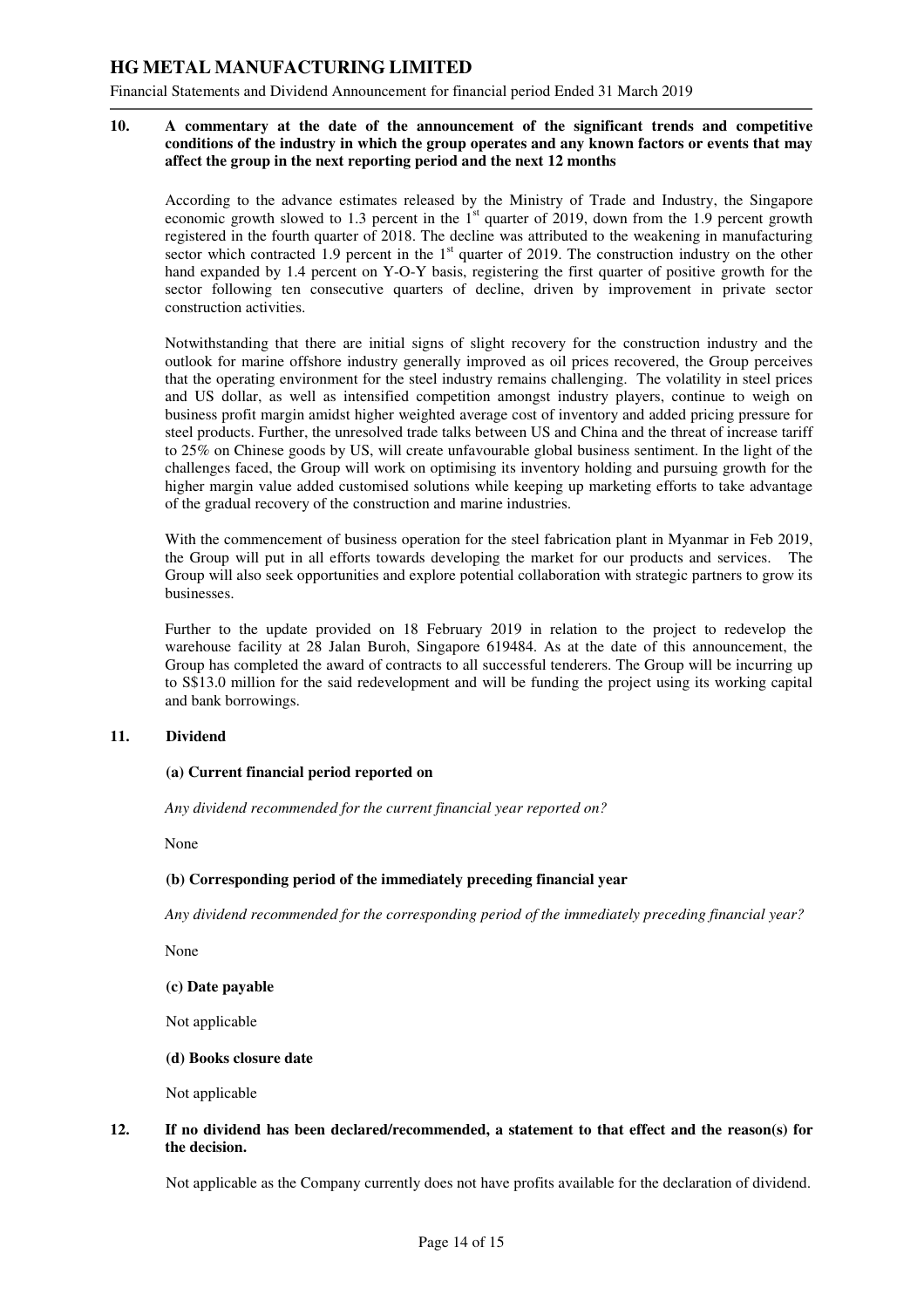**10. A commentary at the date of the announcement of the significant trends and competitive conditions of the industry in which the group operates and any known factors or events that may affect the group in the next reporting period and the next 12 months**

According to the advance estimates released by the Ministry of Trade and Industry, the Singapore economic growth slowed to 1.3 percent in the 1st quarter of 2019, down from the 1.9 percent growth registered in the fourth quarter of 2018. The decline was attributed to the weakening in manufacturing sector which contracted 1.9 percent in the 1st quarter of 2019. The construction industry on the other hand expanded by 1.4 percent on Y-O-Y basis, registering the first quarter of positive growth for the sector following ten consecutive quarters of decline, driven by improvement in private sector construction activities.

Notwithstanding that there are initial signs of slight recovery for the construction industry and the outlook for marine offshore industry generally improved as oil prices recovered, the Group perceives that the operating environment for the steel industry remains challenging. The volatility in steel prices and US dollar, as well as intensified competition amongst industry players, continue to weigh on business profit margin amidst higher weighted average cost of inventory and added pricing pressure for steel products. Further, the unresolved trade talks between US and China and the threat of increase tariff to 25% on Chinese goods by US, will create unfavourable global business sentiment. In the light of the challenges faced, the Group will work on optimising its inventory holding and pursuing growth for the higher margin value added customised solutions while keeping up marketing efforts to take advantage of the gradual recovery of the construction and marine industries.

With the commencement of business operation for the steel fabrication plant in Myanmar in Feb 2019, the Group will put in all efforts towards developing the market for our products and services. The Group will also seek opportunities and explore potential collaboration with strategic partners to grow its businesses.

Further to the update provided on 18 February 2019 in relation to the project to redevelop the warehouse facility at 28 Jalan Buroh, Singapore 619484. As at the date of this announcement, the Group has completed the award of contracts to all successful tenderers. The Group will be incurring up to S$13.0 million for the said redevelopment and will be funding the project using its working capital and bank borrowings.

**11. Dividend**

**(a) Current financial period reported on**

*Any dividend recommended for the current financial year reported on?*

None

**(b) Corresponding period of the immediately preceding financial year**

*Any dividend recommended for the corresponding period of the immediately preceding financial year?*

None

**(c) Date payable**

Not applicable

**(d) Books closure date**

Not applicable

**12. If no dividend has been declared/recommended, a statement to that effect and the reason(s) for the decision.**

Not applicable as the Company currently does not have profits available for the declaration of dividend.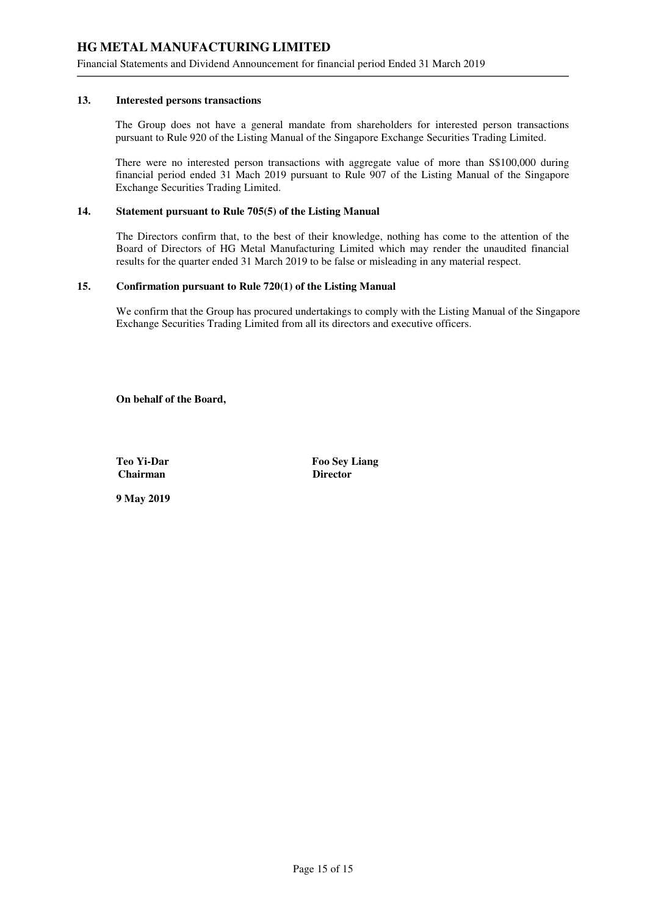### 13. Interested persons transactions

The Group does not have a general mandate from shareholders for interested person transactions pursuant to Rule 920 of the Listing Manual of the Singapore Exchange Securities Trading Limited.

There were no interested person transactions with aggregate value of more than S$100,000 during financial period ended 31 Mach 2019 pursuant to Rule 907 of the Listing Manual of the Singapore Exchange Securities Trading Limited.

### 14. Statement pursuant to Rule 705(5) of the Listing Manual

The Directors confirm that, to the best of their knowledge, nothing has come to the attention of the Board of Directors of HG Metal Manufacturing Limited which may render the unaudited financial results for the quarter ended 31 March 2019 to be false or misleading in any material respect.

### 15. Confirmation pursuant to Rule 720(1) of the Listing Manual

We confirm that the Group has procured undertakings to comply with the Listing Manual of the Singapore Exchange Securities Trading Limited from all its directors and executive officers.

**On behalf of the Board,**

**Teo Yi-Dar**
**Chairman**

**Foo Sey Liang**
**Director**

**9 May 2019**